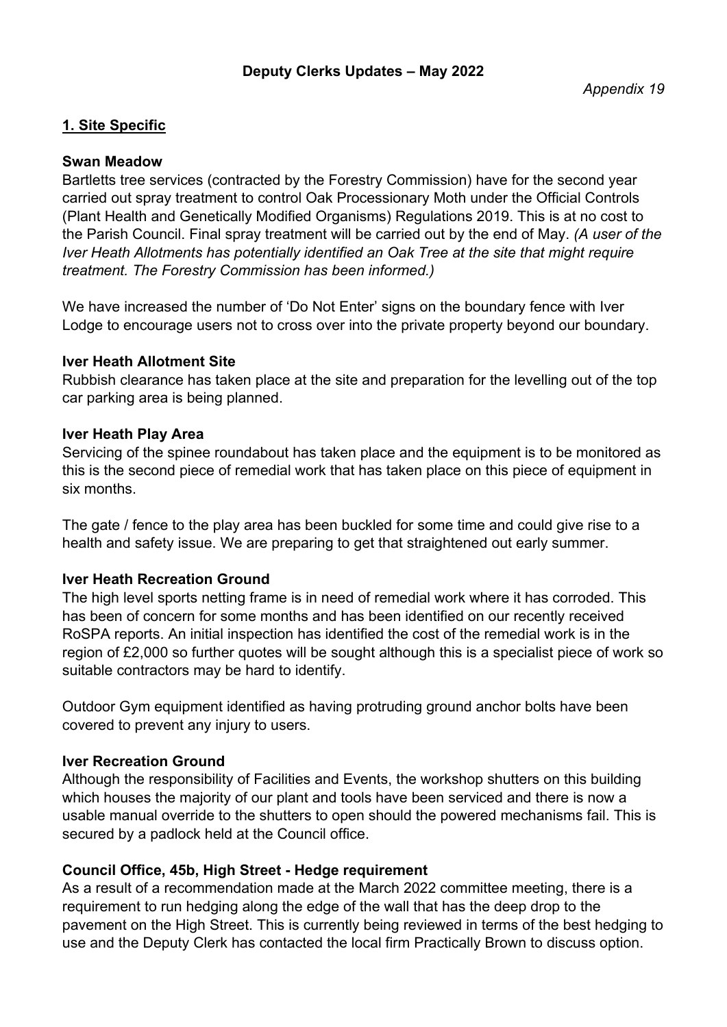# Deputy Clerks Updates – May 2022

*Appendix 19*

## 1. Site Specific

### Swan Meadow

Bartletts tree services (contracted by the Forestry Commission) have for the second year carried out spray treatment to control Oak Processionary Moth under the Official Controls (Plant Health and Genetically Modified Organisms) Regulations 2019. This is at no cost to the Parish Council. Final spray treatment will be carried out by the end of May. *(A user of the Iver Heath Allotments has potentially identified an Oak Tree at the site that might require treatment. The Forestry Commission has been informed.)*

We have increased the number of 'Do Not Enter' signs on the boundary fence with Iver Lodge to encourage users not to cross over into the private property beyond our boundary.

### Iver Heath Allotment Site

Rubbish clearance has taken place at the site and preparation for the levelling out of the top car parking area is being planned.

### Iver Heath Play Area

Servicing of the spinee roundabout has taken place and the equipment is to be monitored as this is the second piece of remedial work that has taken place on this piece of equipment in six months.

The gate / fence to the play area has been buckled for some time and could give rise to a health and safety issue. We are preparing to get that straightened out early summer.

### Iver Heath Recreation Ground

The high level sports netting frame is in need of remedial work where it has corroded. This has been of concern for some months and has been identified on our recently received RoSPA reports. An initial inspection has identified the cost of the remedial work is in the region of £2,000 so further quotes will be sought although this is a specialist piece of work so suitable contractors may be hard to identify.

Outdoor Gym equipment identified as having protruding ground anchor bolts have been covered to prevent any injury to users.

### Iver Recreation Ground

Although the responsibility of Facilities and Events, the workshop shutters on this building which houses the majority of our plant and tools have been serviced and there is now a usable manual override to the shutters to open should the powered mechanisms fail. This is secured by a padlock held at the Council office.

### Council Office, 45b, High Street - Hedge requirement

As a result of a recommendation made at the March 2022 committee meeting, there is a requirement to run hedging along the edge of the wall that has the deep drop to the pavement on the High Street. This is currently being reviewed in terms of the best hedging to use and the Deputy Clerk has contacted the local firm Practically Brown to discuss option.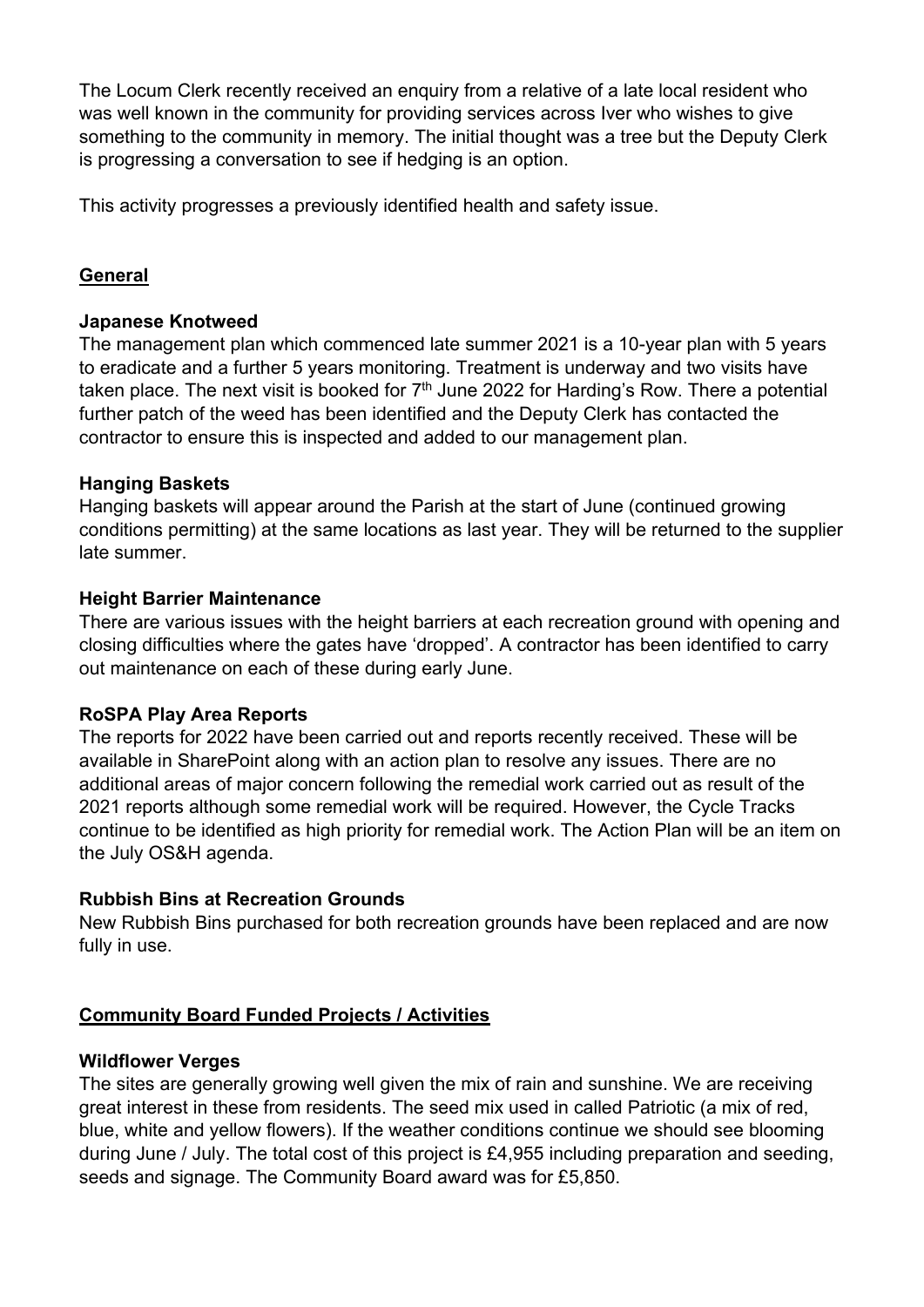The Locum Clerk recently received an enquiry from a relative of a late local resident who was well known in the community for providing services across Iver who wishes to give something to the community in memory. The initial thought was a tree but the Deputy Clerk is progressing a conversation to see if hedging is an option.

This activity progresses a previously identified health and safety issue.

## General

### Japanese Knotweed

The management plan which commenced late summer 2021 is a 10-year plan with 5 years to eradicate and a further 5 years monitoring. Treatment is underway and two visits have taken place. The next visit is booked for 7th June 2022 for Harding's Row. There a potential further patch of the weed has been identified and the Deputy Clerk has contacted the contractor to ensure this is inspected and added to our management plan.

### Hanging Baskets

Hanging baskets will appear around the Parish at the start of June (continued growing conditions permitting) at the same locations as last year. They will be returned to the supplier late summer.

### Height Barrier Maintenance

There are various issues with the height barriers at each recreation ground with opening and closing difficulties where the gates have 'dropped'. A contractor has been identified to carry out maintenance on each of these during early June.

### RoSPA Play Area Reports

The reports for 2022 have been carried out and reports recently received. These will be available in SharePoint along with an action plan to resolve any issues. There are no additional areas of major concern following the remedial work carried out as result of the 2021 reports although some remedial work will be required. However, the Cycle Tracks continue to be identified as high priority for remedial work. The Action Plan will be an item on the July OS&H agenda.

### Rubbish Bins at Recreation Grounds

New Rubbish Bins purchased for both recreation grounds have been replaced and are now fully in use.

## Community Board Funded Projects / Activities

### Wildflower Verges

The sites are generally growing well given the mix of rain and sunshine. We are receiving great interest in these from residents. The seed mix used in called Patriotic (a mix of red, blue, white and yellow flowers). If the weather conditions continue we should see blooming during June / July. The total cost of this project is £4,955 including preparation and seeding, seeds and signage. The Community Board award was for £5,850.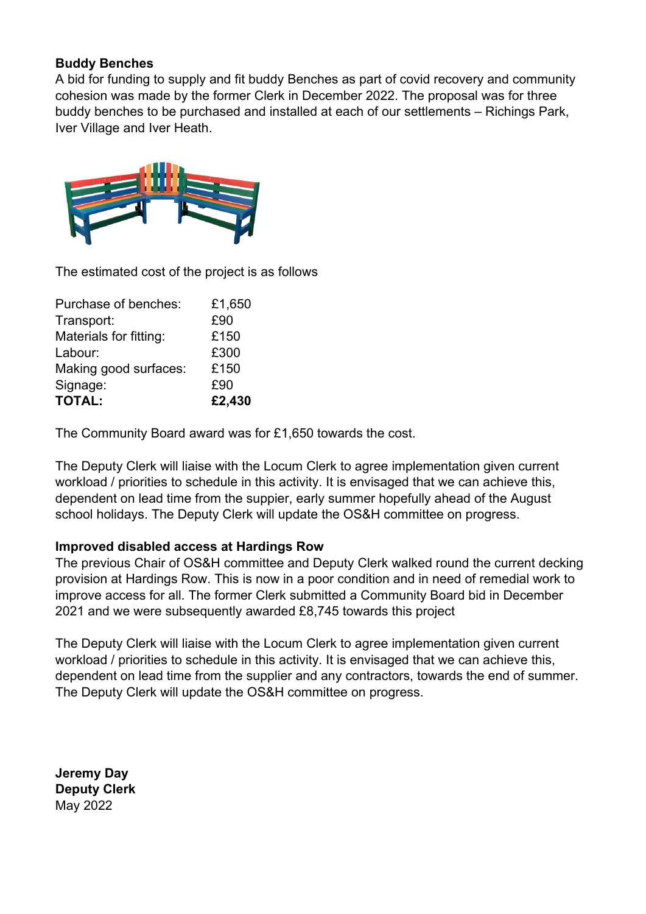**Buddy Benches**

A bid for funding to supply and fit buddy Benches as part of covid recovery and community cohesion was made by the former Clerk in December 2022. The proposal was for three buddy benches to be purchased and installed at each of our settlements – Richings Park, Iver Village and Iver Heath.

The estimated cost of the project is as follows

| | |
|---|---|
| Purchase of benches: | £1,650 |
| Transport: | £90 |
| Materials for fitting: | £150 |
| Labour: | £300 |
| Making good surfaces: | £150 |
| Signage: | £90 |
| **TOTAL:** | **£2,430** |

The Community Board award was for £1,650 towards the cost.

The Deputy Clerk will liaise with the Locum Clerk to agree implementation given current workload / priorities to schedule in this activity. It is envisaged that we can achieve this, dependent on lead time from the suppier, early summer hopefully ahead of the August school holidays. The Deputy Clerk will update the OS&H committee on progress.

**Improved disabled access at Hardings Row**

The previous Chair of OS&H committee and Deputy Clerk walked round the current decking provision at Hardings Row. This is now in a poor condition and in need of remedial work to improve access for all. The former Clerk submitted a Community Board bid in December 2021 and we were subsequently awarded £8,745 towards this project

The Deputy Clerk will liaise with the Locum Clerk to agree implementation given current workload / priorities to schedule in this activity. It is envisaged that we can achieve this, dependent on lead time from the supplier and any contractors, towards the end of summer. The Deputy Clerk will update the OS&H committee on progress.

**Jeremy Day**
**Deputy Clerk**
May 2022